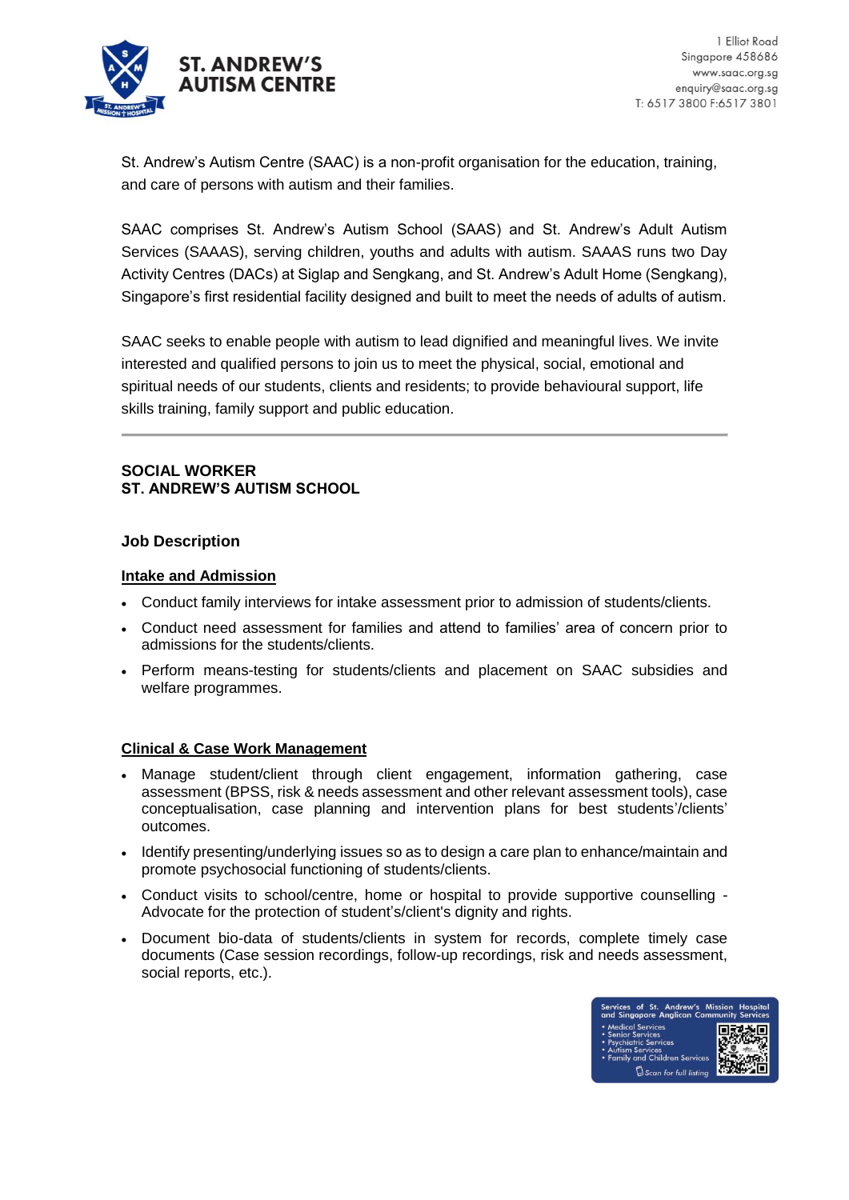ST. ANDREW'S AUTISM CENTRE

1 Elliot Road
Singapore 458686
www.saac.org.sg
enquiry@saac.org.sg
T: 6517 3800 F:6517 3801

St. Andrew's Autism Centre (SAAC) is a non-profit organisation for the education, training, and care of persons with autism and their families.

SAAC comprises St. Andrew's Autism School (SAAS) and St. Andrew's Adult Autism Services (SAAAS), serving children, youths and adults with autism. SAAAS runs two Day Activity Centres (DACs) at Siglap and Sengkang, and St. Andrew's Adult Home (Sengkang), Singapore's first residential facility designed and built to meet the needs of adults of autism.

SAAC seeks to enable people with autism to lead dignified and meaningful lives. We invite interested and qualified persons to join us to meet the physical, social, emotional and spiritual needs of our students, clients and residents; to provide behavioural support, life skills training, family support and public education.

---

## SOCIAL WORKER
## ST. ANDREW'S AUTISM SCHOOL

### Job Description

**Intake and Admission**

- Conduct family interviews for intake assessment prior to admission of students/clients.
- Conduct need assessment for families and attend to families' area of concern prior to admissions for the students/clients.
- Perform means-testing for students/clients and placement on SAAC subsidies and welfare programmes.

**Clinical & Case Work Management**

- Manage student/client through client engagement, information gathering, case assessment (BPSS, risk & needs assessment and other relevant assessment tools), case conceptualisation, case planning and intervention plans for best students'/clients' outcomes.
- Identify presenting/underlying issues so as to design a care plan to enhance/maintain and promote psychosocial functioning of students/clients.
- Conduct visits to school/centre, home or hospital to provide supportive counselling - Advocate for the protection of student's/client's dignity and rights.
- Document bio-data of students/clients in system for records, complete timely case documents (Case session recordings, follow-up recordings, risk and needs assessment, social reports, etc.).

Services of St. Andrew's Mission Hospital and Singapore Anglican Community Services
- Medical Services
- Senior Services
- Psychiatric Services
- Autism Services
- Family and Children Services

Scan for full listing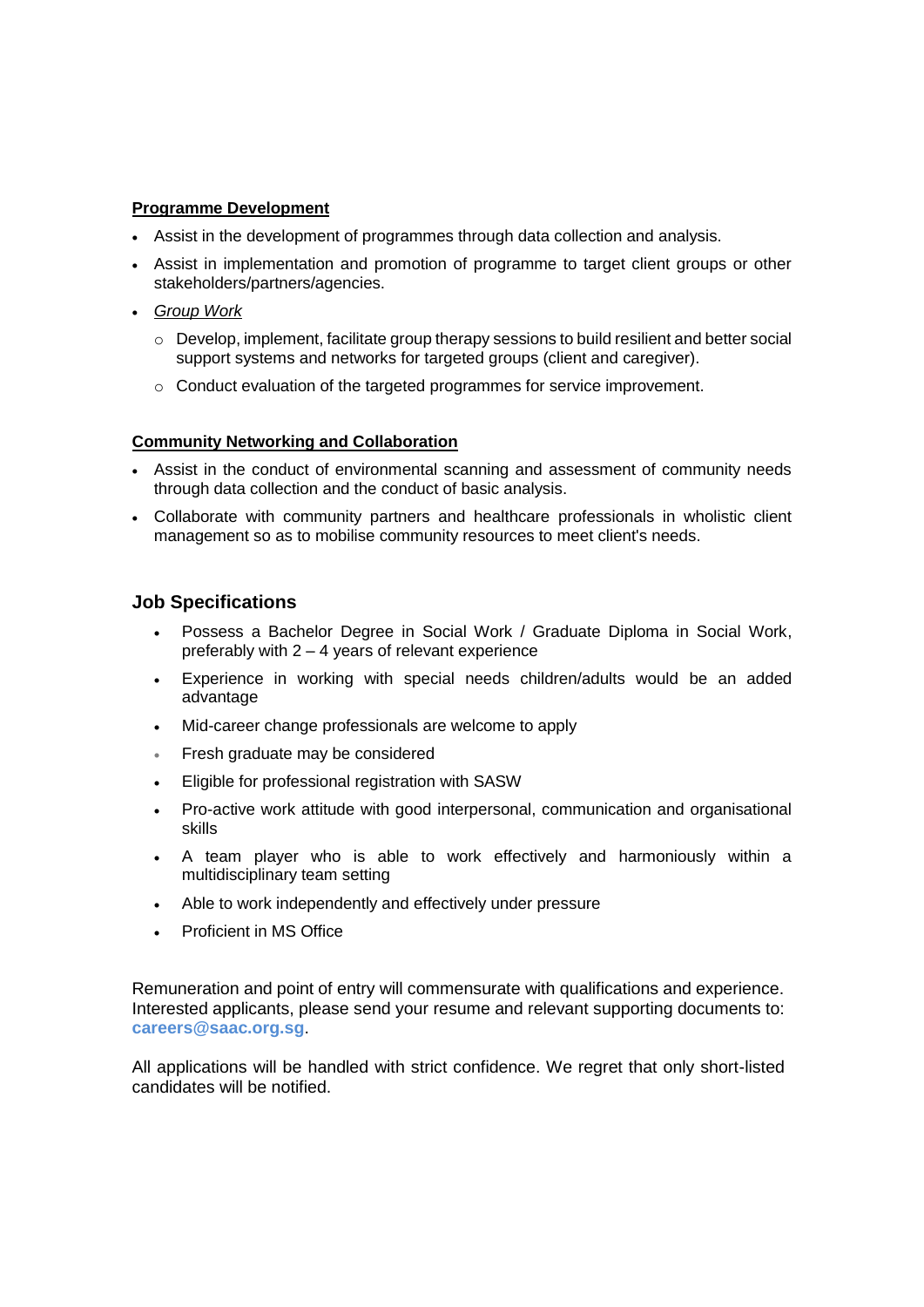**Programme Development**

- Assist in the development of programmes through data collection and analysis.
- Assist in implementation and promotion of programme to target client groups or other stakeholders/partners/agencies.
- *Group Work*
  - Develop, implement, facilitate group therapy sessions to build resilient and better social support systems and networks for targeted groups (client and caregiver).
  - Conduct evaluation of the targeted programmes for service improvement.

**Community Networking and Collaboration**

- Assist in the conduct of environmental scanning and assessment of community needs through data collection and the conduct of basic analysis.
- Collaborate with community partners and healthcare professionals in wholistic client management so as to mobilise community resources to meet client's needs.

## Job Specifications

- Possess a Bachelor Degree in Social Work / Graduate Diploma in Social Work, preferably with 2 – 4 years of relevant experience
- Experience in working with special needs children/adults would be an added advantage
- Mid-career change professionals are welcome to apply
- Fresh graduate may be considered
- Eligible for professional registration with SASW
- Pro-active work attitude with good interpersonal, communication and organisational skills
- A team player who is able to work effectively and harmoniously within a multidisciplinary team setting
- Able to work independently and effectively under pressure
- Proficient in MS Office

Remuneration and point of entry will commensurate with qualifications and experience. Interested applicants, please send your resume and relevant supporting documents to: **careers@saac.org.sg**.

All applications will be handled with strict confidence. We regret that only short-listed candidates will be notified.